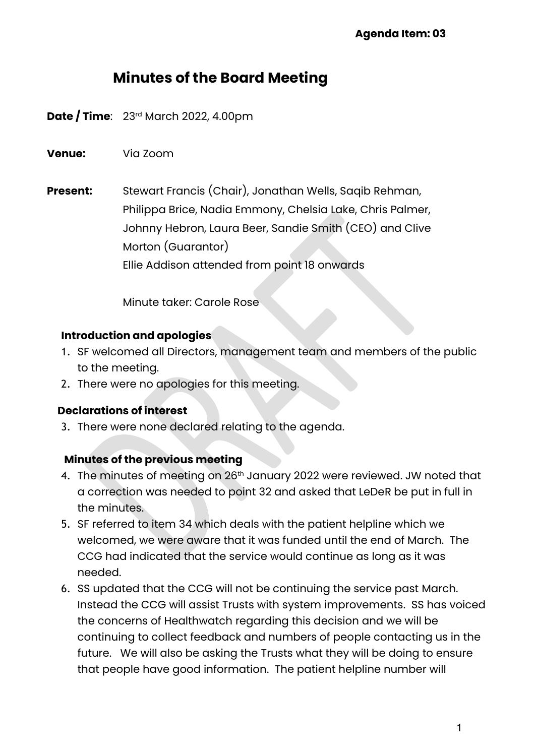**Agenda Item: 03**

# Minutes of the Board Meeting

**Date / Time**: 23rd March 2022, 4.00pm

**Venue:** Via Zoom

**Present:** Stewart Francis (Chair), Jonathan Wells, Saqib Rehman, Philippa Brice, Nadia Emmony, Chelsia Lake, Chris Palmer, Johnny Hebron, Laura Beer, Sandie Smith (CEO) and Clive Morton (Guarantor)
Ellie Addison attended from point 18 onwards

Minute taker: Carole Rose

### Introduction and apologies

1. SF welcomed all Directors, management team and members of the public to the meeting.
2. There were no apologies for this meeting.

### Declarations of interest

3. There were none declared relating to the agenda.

### Minutes of the previous meeting

4. The minutes of meeting on 26th January 2022 were reviewed. JW noted that a correction was needed to point 32 and asked that LeDeR be put in full in the minutes.
5. SF referred to item 34 which deals with the patient helpline which we welcomed, we were aware that it was funded until the end of March. The CCG had indicated that the service would continue as long as it was needed.
6. SS updated that the CCG will not be continuing the service past March. Instead the CCG will assist Trusts with system improvements. SS has voiced the concerns of Healthwatch regarding this decision and we will be continuing to collect feedback and numbers of people contacting us in the future. We will also be asking the Trusts what they will be doing to ensure that people have good information. The patient helpline number will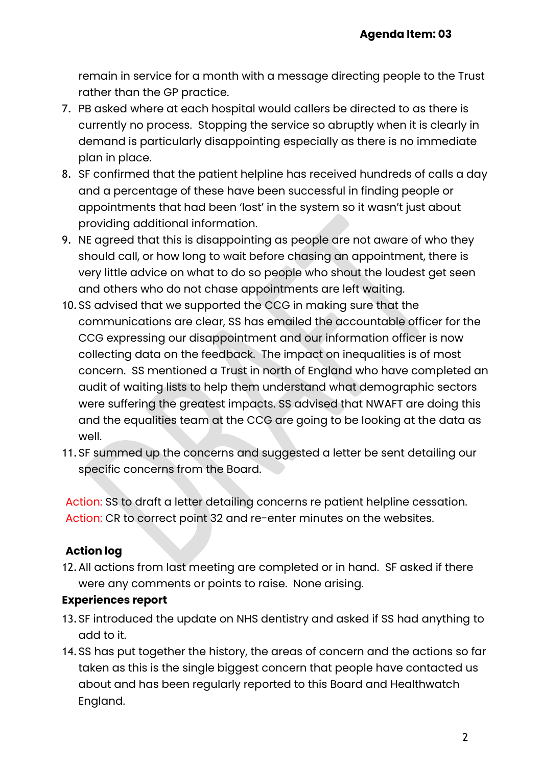remain in service for a month with a message directing people to the Trust rather than the GP practice.

7. PB asked where at each hospital would callers be directed to as there is currently no process. Stopping the service so abruptly when it is clearly in demand is particularly disappointing especially as there is no immediate plan in place.
8. SF confirmed that the patient helpline has received hundreds of calls a day and a percentage of these have been successful in finding people or appointments that had been 'lost' in the system so it wasn't just about providing additional information.
9. NE agreed that this is disappointing as people are not aware of who they should call, or how long to wait before chasing an appointment, there is very little advice on what to do so people who shout the loudest get seen and others who do not chase appointments are left waiting.
10. SS advised that we supported the CCG in making sure that the communications are clear, SS has emailed the accountable officer for the CCG expressing our disappointment and our information officer is now collecting data on the feedback. The impact on inequalities is of most concern. SS mentioned a Trust in north of England who have completed an audit of waiting lists to help them understand what demographic sectors were suffering the greatest impacts. SS advised that NWAFT are doing this and the equalities team at the CCG are going to be looking at the data as well.
11. SF summed up the concerns and suggested a letter be sent detailing our specific concerns from the Board.

Action: SS to draft a letter detailing concerns re patient helpline cessation.
Action: CR to correct point 32 and re-enter minutes on the websites.

**Action log**

12. All actions from last meeting are completed or in hand. SF asked if there were any comments or points to raise. None arising.

**Experiences report**

13. SF introduced the update on NHS dentistry and asked if SS had anything to add to it.
14. SS has put together the history, the areas of concern and the actions so far taken as this is the single biggest concern that people have contacted us about and has been regularly reported to this Board and Healthwatch England.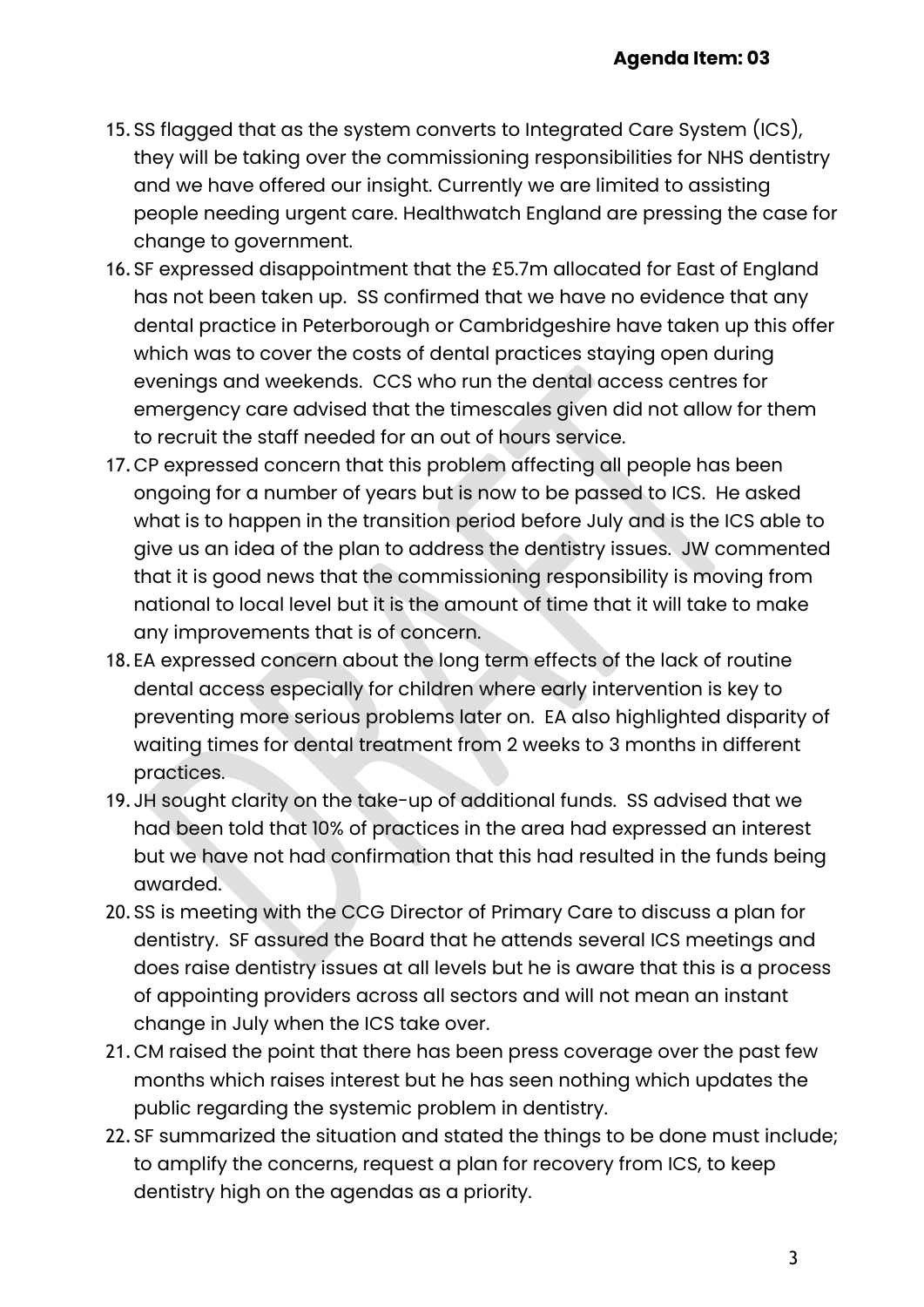**Agenda Item: 03**

15. SS flagged that as the system converts to Integrated Care System (ICS), they will be taking over the commissioning responsibilities for NHS dentistry and we have offered our insight. Currently we are limited to assisting people needing urgent care. Healthwatch England are pressing the case for change to government.
16. SF expressed disappointment that the £5.7m allocated for East of England has not been taken up. SS confirmed that we have no evidence that any dental practice in Peterborough or Cambridgeshire have taken up this offer which was to cover the costs of dental practices staying open during evenings and weekends. CCS who run the dental access centres for emergency care advised that the timescales given did not allow for them to recruit the staff needed for an out of hours service.
17. CP expressed concern that this problem affecting all people has been ongoing for a number of years but is now to be passed to ICS. He asked what is to happen in the transition period before July and is the ICS able to give us an idea of the plan to address the dentistry issues. JW commented that it is good news that the commissioning responsibility is moving from national to local level but it is the amount of time that it will take to make any improvements that is of concern.
18. EA expressed concern about the long term effects of the lack of routine dental access especially for children where early intervention is key to preventing more serious problems later on. EA also highlighted disparity of waiting times for dental treatment from 2 weeks to 3 months in different practices.
19. JH sought clarity on the take-up of additional funds. SS advised that we had been told that 10% of practices in the area had expressed an interest but we have not had confirmation that this had resulted in the funds being awarded.
20. SS is meeting with the CCG Director of Primary Care to discuss a plan for dentistry. SF assured the Board that he attends several ICS meetings and does raise dentistry issues at all levels but he is aware that this is a process of appointing providers across all sectors and will not mean an instant change in July when the ICS take over.
21. CM raised the point that there has been press coverage over the past few months which raises interest but he has seen nothing which updates the public regarding the systemic problem in dentistry.
22. SF summarized the situation and stated the things to be done must include; to amplify the concerns, request a plan for recovery from ICS, to keep dentistry high on the agendas as a priority.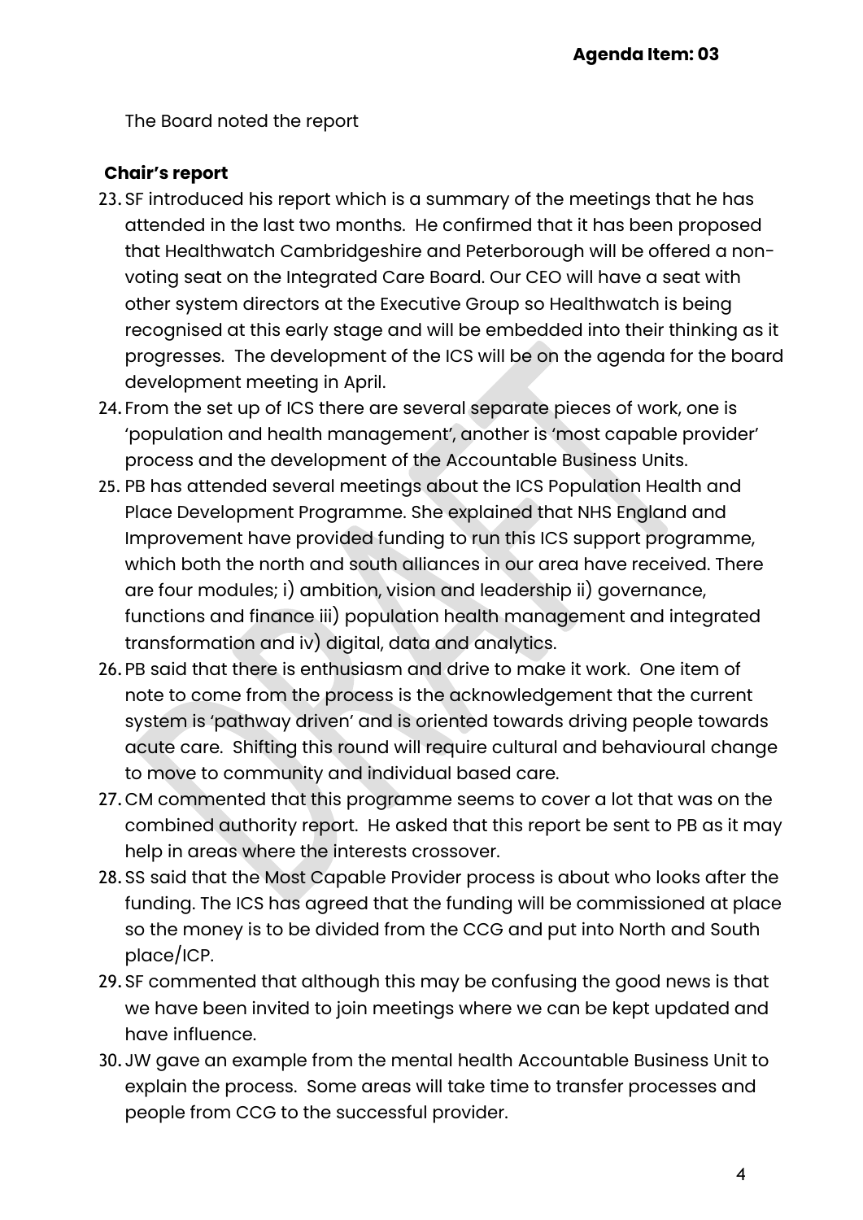**Agenda Item: 03**

The Board noted the report

**Chair's report**

23. SF introduced his report which is a summary of the meetings that he has attended in the last two months. He confirmed that it has been proposed that Healthwatch Cambridgeshire and Peterborough will be offered a non-voting seat on the Integrated Care Board. Our CEO will have a seat with other system directors at the Executive Group so Healthwatch is being recognised at this early stage and will be embedded into their thinking as it progresses. The development of the ICS will be on the agenda for the board development meeting in April.
24. From the set up of ICS there are several separate pieces of work, one is 'population and health management', another is 'most capable provider' process and the development of the Accountable Business Units.
25. PB has attended several meetings about the ICS Population Health and Place Development Programme. She explained that NHS England and Improvement have provided funding to run this ICS support programme, which both the north and south alliances in our area have received. There are four modules; i) ambition, vision and leadership ii) governance, functions and finance iii) population health management and integrated transformation and iv) digital, data and analytics.
26. PB said that there is enthusiasm and drive to make it work. One item of note to come from the process is the acknowledgement that the current system is 'pathway driven' and is oriented towards driving people towards acute care. Shifting this round will require cultural and behavioural change to move to community and individual based care.
27. CM commented that this programme seems to cover a lot that was on the combined authority report. He asked that this report be sent to PB as it may help in areas where the interests crossover.
28. SS said that the Most Capable Provider process is about who looks after the funding. The ICS has agreed that the funding will be commissioned at place so the money is to be divided from the CCG and put into North and South place/ICP.
29. SF commented that although this may be confusing the good news is that we have been invited to join meetings where we can be kept updated and have influence.
30. JW gave an example from the mental health Accountable Business Unit to explain the process. Some areas will take time to transfer processes and people from CCG to the successful provider.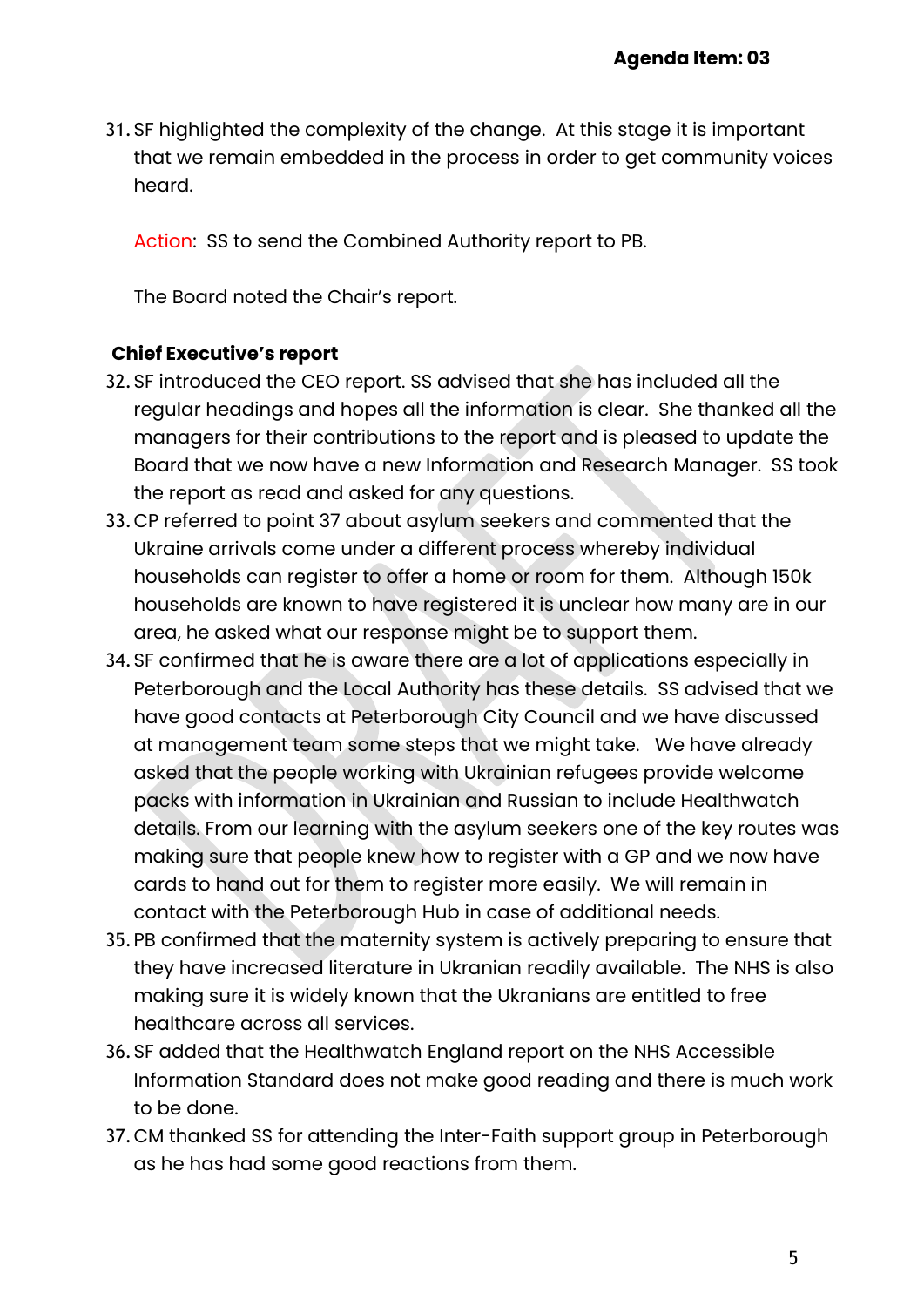**Agenda Item: 03**

31. SF highlighted the complexity of the change. At this stage it is important that we remain embedded in the process in order to get community voices heard.

    Action: SS to send the Combined Authority report to PB.

    The Board noted the Chair's report.

**Chief Executive's report**

32. SF introduced the CEO report. SS advised that she has included all the regular headings and hopes all the information is clear. She thanked all the managers for their contributions to the report and is pleased to update the Board that we now have a new Information and Research Manager. SS took the report as read and asked for any questions.
33. CP referred to point 37 about asylum seekers and commented that the Ukraine arrivals come under a different process whereby individual households can register to offer a home or room for them. Although 150k households are known to have registered it is unclear how many are in our area, he asked what our response might be to support them.
34. SF confirmed that he is aware there are a lot of applications especially in Peterborough and the Local Authority has these details. SS advised that we have good contacts at Peterborough City Council and we have discussed at management team some steps that we might take. We have already asked that the people working with Ukrainian refugees provide welcome packs with information in Ukrainian and Russian to include Healthwatch details. From our learning with the asylum seekers one of the key routes was making sure that people knew how to register with a GP and we now have cards to hand out for them to register more easily. We will remain in contact with the Peterborough Hub in case of additional needs.
35. PB confirmed that the maternity system is actively preparing to ensure that they have increased literature in Ukranian readily available. The NHS is also making sure it is widely known that the Ukranians are entitled to free healthcare across all services.
36. SF added that the Healthwatch England report on the NHS Accessible Information Standard does not make good reading and there is much work to be done.
37. CM thanked SS for attending the Inter-Faith support group in Peterborough as he has had some good reactions from them.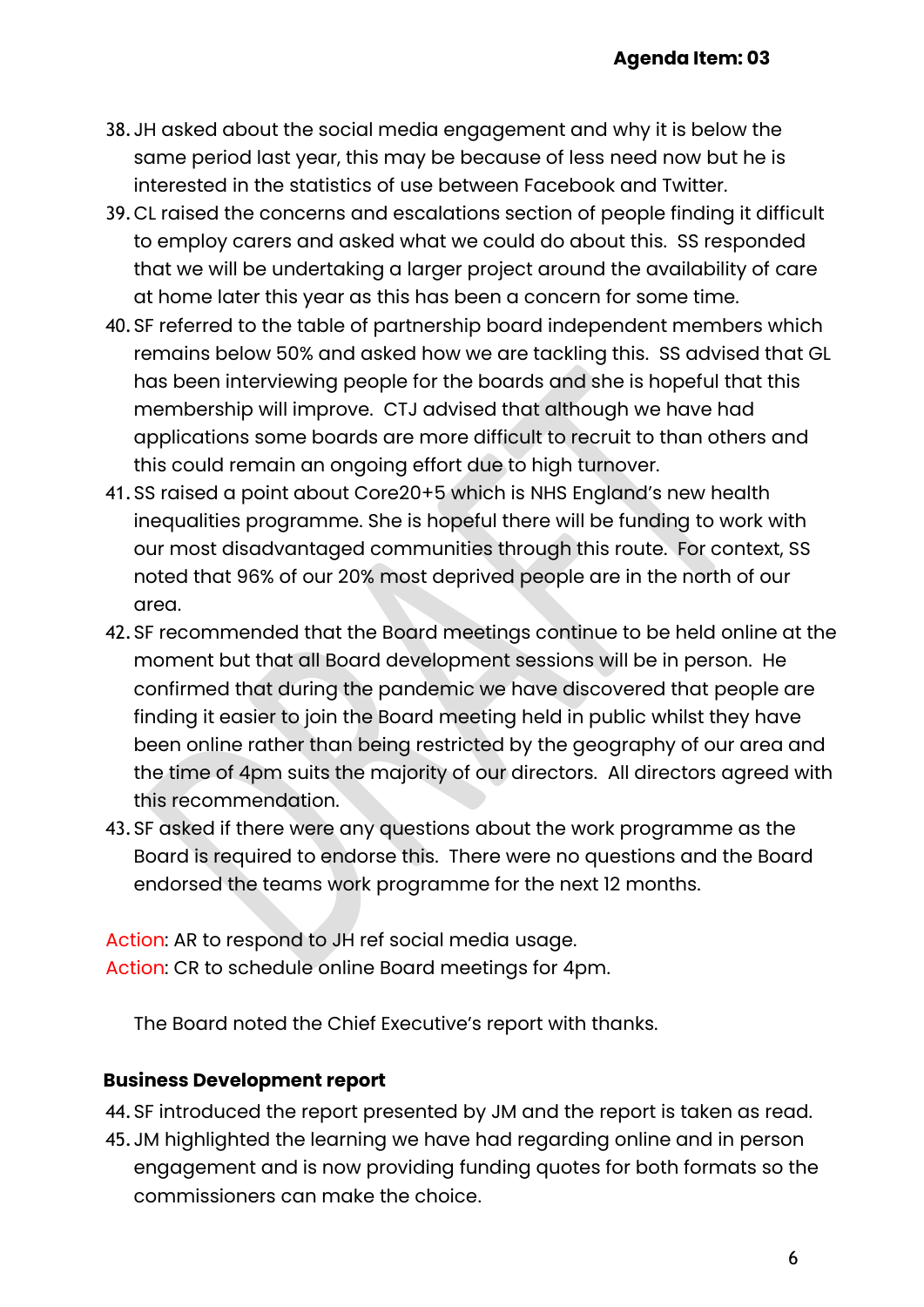**Agenda Item: 03**

38. JH asked about the social media engagement and why it is below the same period last year, this may be because of less need now but he is interested in the statistics of use between Facebook and Twitter.
39. CL raised the concerns and escalations section of people finding it difficult to employ carers and asked what we could do about this. SS responded that we will be undertaking a larger project around the availability of care at home later this year as this has been a concern for some time.
40. SF referred to the table of partnership board independent members which remains below 50% and asked how we are tackling this. SS advised that GL has been interviewing people for the boards and she is hopeful that this membership will improve. CTJ advised that although we have had applications some boards are more difficult to recruit to than others and this could remain an ongoing effort due to high turnover.
41. SS raised a point about Core20+5 which is NHS England's new health inequalities programme. She is hopeful there will be funding to work with our most disadvantaged communities through this route. For context, SS noted that 96% of our 20% most deprived people are in the north of our area.
42. SF recommended that the Board meetings continue to be held online at the moment but that all Board development sessions will be in person. He confirmed that during the pandemic we have discovered that people are finding it easier to join the Board meeting held in public whilst they have been online rather than being restricted by the geography of our area and the time of 4pm suits the majority of our directors. All directors agreed with this recommendation.
43. SF asked if there were any questions about the work programme as the Board is required to endorse this. There were no questions and the Board endorsed the teams work programme for the next 12 months.

Action: AR to respond to JH ref social media usage.
Action: CR to schedule online Board meetings for 4pm.

The Board noted the Chief Executive's report with thanks.

**Business Development report**

44. SF introduced the report presented by JM and the report is taken as read.
45. JM highlighted the learning we have had regarding online and in person engagement and is now providing funding quotes for both formats so the commissioners can make the choice.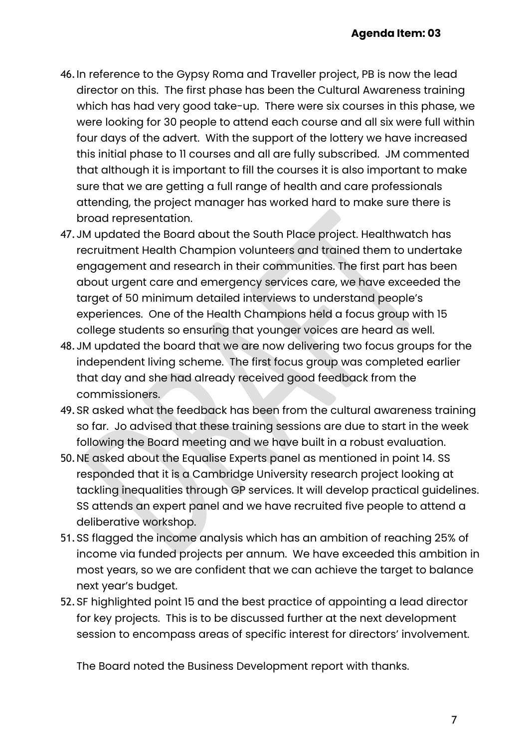**Agenda Item: 03**

46. In reference to the Gypsy Roma and Traveller project, PB is now the lead director on this. The first phase has been the Cultural Awareness training which has had very good take-up. There were six courses in this phase, we were looking for 30 people to attend each course and all six were full within four days of the advert. With the support of the lottery we have increased this initial phase to 11 courses and all are fully subscribed. JM commented that although it is important to fill the courses it is also important to make sure that we are getting a full range of health and care professionals attending, the project manager has worked hard to make sure there is broad representation.
47. JM updated the Board about the South Place project. Healthwatch has recruitment Health Champion volunteers and trained them to undertake engagement and research in their communities. The first part has been about urgent care and emergency services care, we have exceeded the target of 50 minimum detailed interviews to understand people's experiences. One of the Health Champions held a focus group with 15 college students so ensuring that younger voices are heard as well.
48. JM updated the board that we are now delivering two focus groups for the independent living scheme. The first focus group was completed earlier that day and she had already received good feedback from the commissioners.
49. SR asked what the feedback has been from the cultural awareness training so far. Jo advised that these training sessions are due to start in the week following the Board meeting and we have built in a robust evaluation.
50. NE asked about the Equalise Experts panel as mentioned in point 14. SS responded that it is a Cambridge University research project looking at tackling inequalities through GP services. It will develop practical guidelines. SS attends an expert panel and we have recruited five people to attend a deliberative workshop.
51. SS flagged the income analysis which has an ambition of reaching 25% of income via funded projects per annum. We have exceeded this ambition in most years, so we are confident that we can achieve the target to balance next year's budget.
52. SF highlighted point 15 and the best practice of appointing a lead director for key projects. This is to be discussed further at the next development session to encompass areas of specific interest for directors' involvement.

The Board noted the Business Development report with thanks.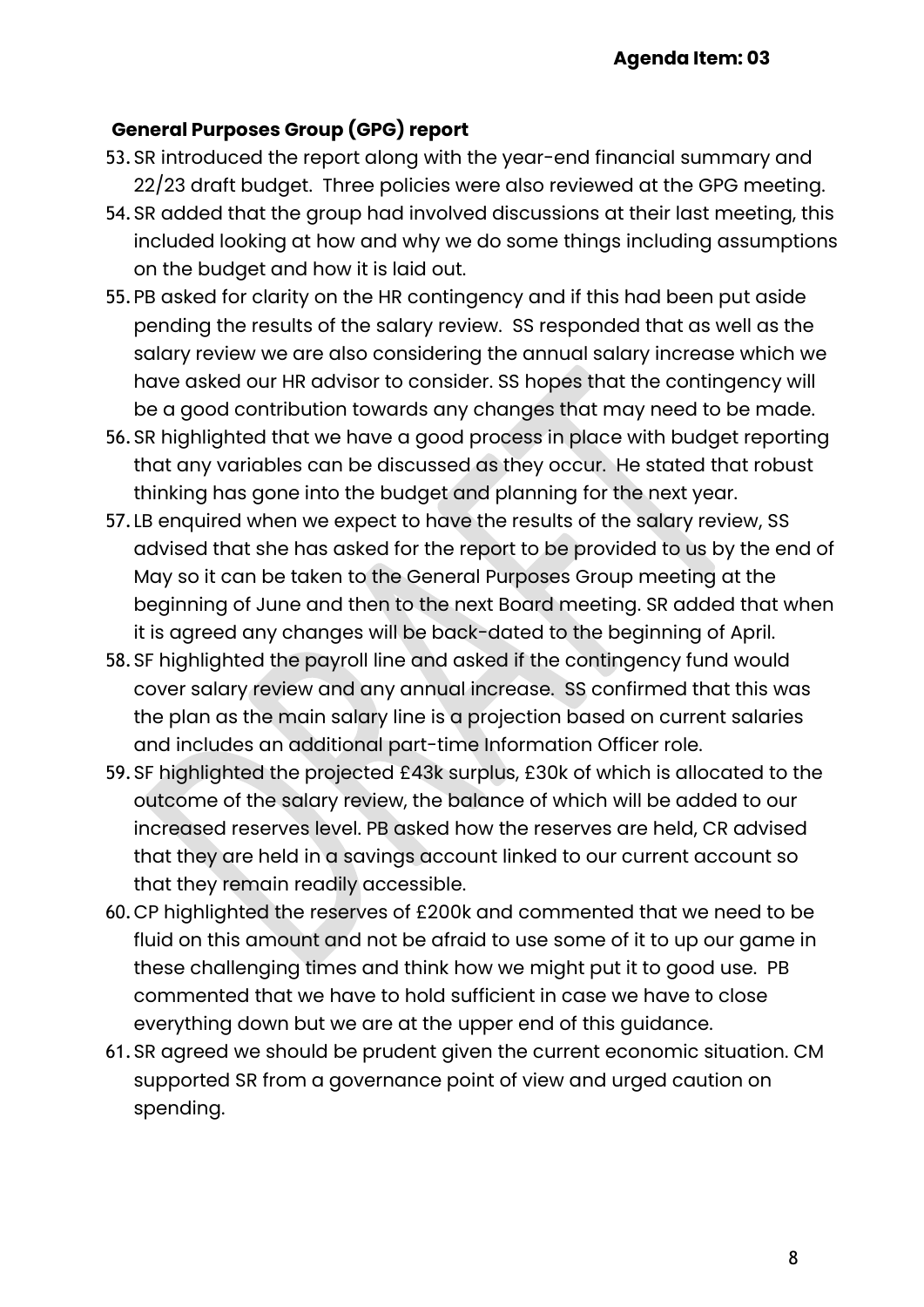**Agenda Item: 03**

**General Purposes Group (GPG) report**

53. SR introduced the report along with the year-end financial summary and 22/23 draft budget. Three policies were also reviewed at the GPG meeting.
54. SR added that the group had involved discussions at their last meeting, this included looking at how and why we do some things including assumptions on the budget and how it is laid out.
55. PB asked for clarity on the HR contingency and if this had been put aside pending the results of the salary review. SS responded that as well as the salary review we are also considering the annual salary increase which we have asked our HR advisor to consider. SS hopes that the contingency will be a good contribution towards any changes that may need to be made.
56. SR highlighted that we have a good process in place with budget reporting that any variables can be discussed as they occur. He stated that robust thinking has gone into the budget and planning for the next year.
57. LB enquired when we expect to have the results of the salary review, SS advised that she has asked for the report to be provided to us by the end of May so it can be taken to the General Purposes Group meeting at the beginning of June and then to the next Board meeting. SR added that when it is agreed any changes will be back-dated to the beginning of April.
58. SF highlighted the payroll line and asked if the contingency fund would cover salary review and any annual increase. SS confirmed that this was the plan as the main salary line is a projection based on current salaries and includes an additional part-time Information Officer role.
59. SF highlighted the projected £43k surplus, £30k of which is allocated to the outcome of the salary review, the balance of which will be added to our increased reserves level. PB asked how the reserves are held, CR advised that they are held in a savings account linked to our current account so that they remain readily accessible.
60. CP highlighted the reserves of £200k and commented that we need to be fluid on this amount and not be afraid to use some of it to up our game in these challenging times and think how we might put it to good use. PB commented that we have to hold sufficient in case we have to close everything down but we are at the upper end of this guidance.
61. SR agreed we should be prudent given the current economic situation. CM supported SR from a governance point of view and urged caution on spending.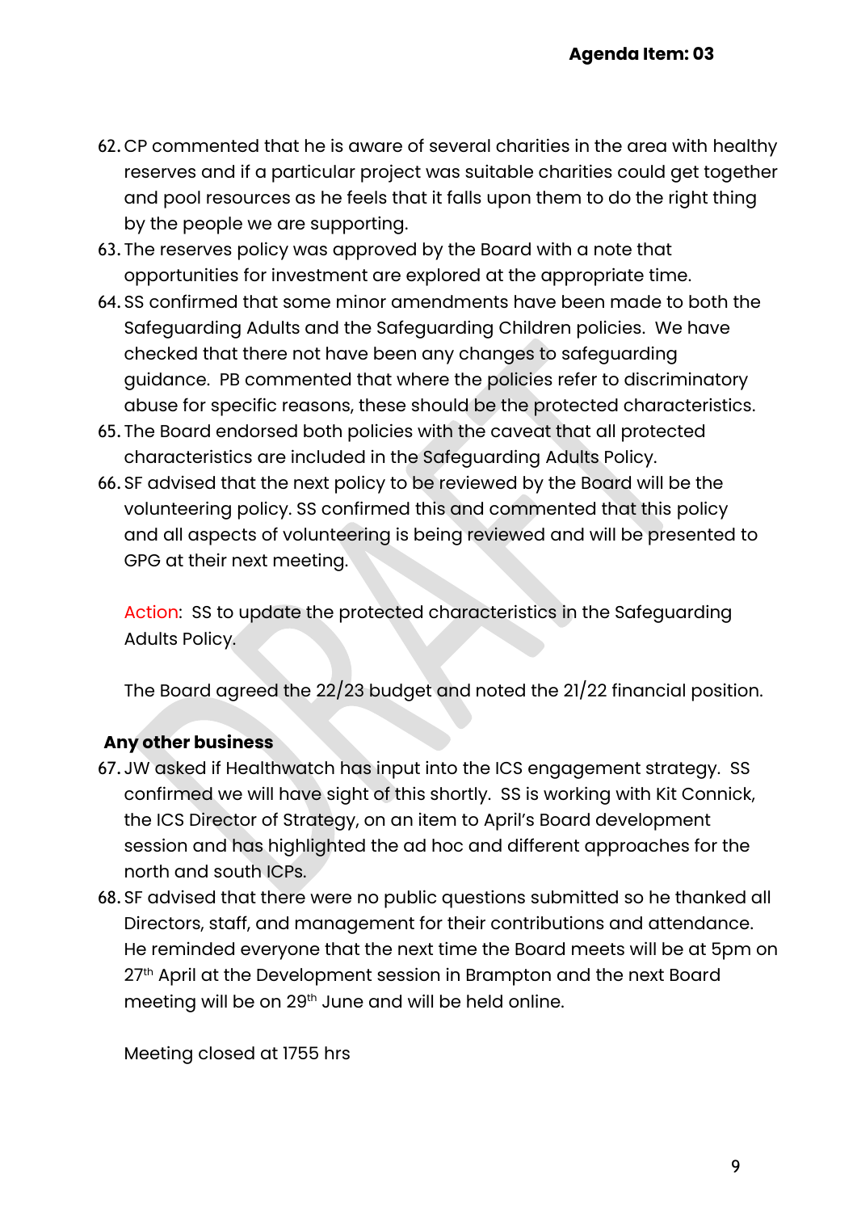Agenda Item: 03

62. CP commented that he is aware of several charities in the area with healthy reserves and if a particular project was suitable charities could get together and pool resources as he feels that it falls upon them to do the right thing by the people we are supporting.
63. The reserves policy was approved by the Board with a note that opportunities for investment are explored at the appropriate time.
64. SS confirmed that some minor amendments have been made to both the Safeguarding Adults and the Safeguarding Children policies. We have checked that there not have been any changes to safeguarding guidance. PB commented that where the policies refer to discriminatory abuse for specific reasons, these should be the protected characteristics.
65. The Board endorsed both policies with the caveat that all protected characteristics are included in the Safeguarding Adults Policy.
66. SF advised that the next policy to be reviewed by the Board will be the volunteering policy. SS confirmed this and commented that this policy and all aspects of volunteering is being reviewed and will be presented to GPG at their next meeting.

    Action: SS to update the protected characteristics in the Safeguarding Adults Policy.

    The Board agreed the 22/23 budget and noted the 21/22 financial position.

**Any other business**

67. JW asked if Healthwatch has input into the ICS engagement strategy. SS confirmed we will have sight of this shortly. SS is working with Kit Connick, the ICS Director of Strategy, on an item to April's Board development session and has highlighted the ad hoc and different approaches for the north and south ICPs.
68. SF advised that there were no public questions submitted so he thanked all Directors, staff, and management for their contributions and attendance. He reminded everyone that the next time the Board meets will be at 5pm on 27th April at the Development session in Brampton and the next Board meeting will be on 29th June and will be held online.

    Meeting closed at 1755 hrs